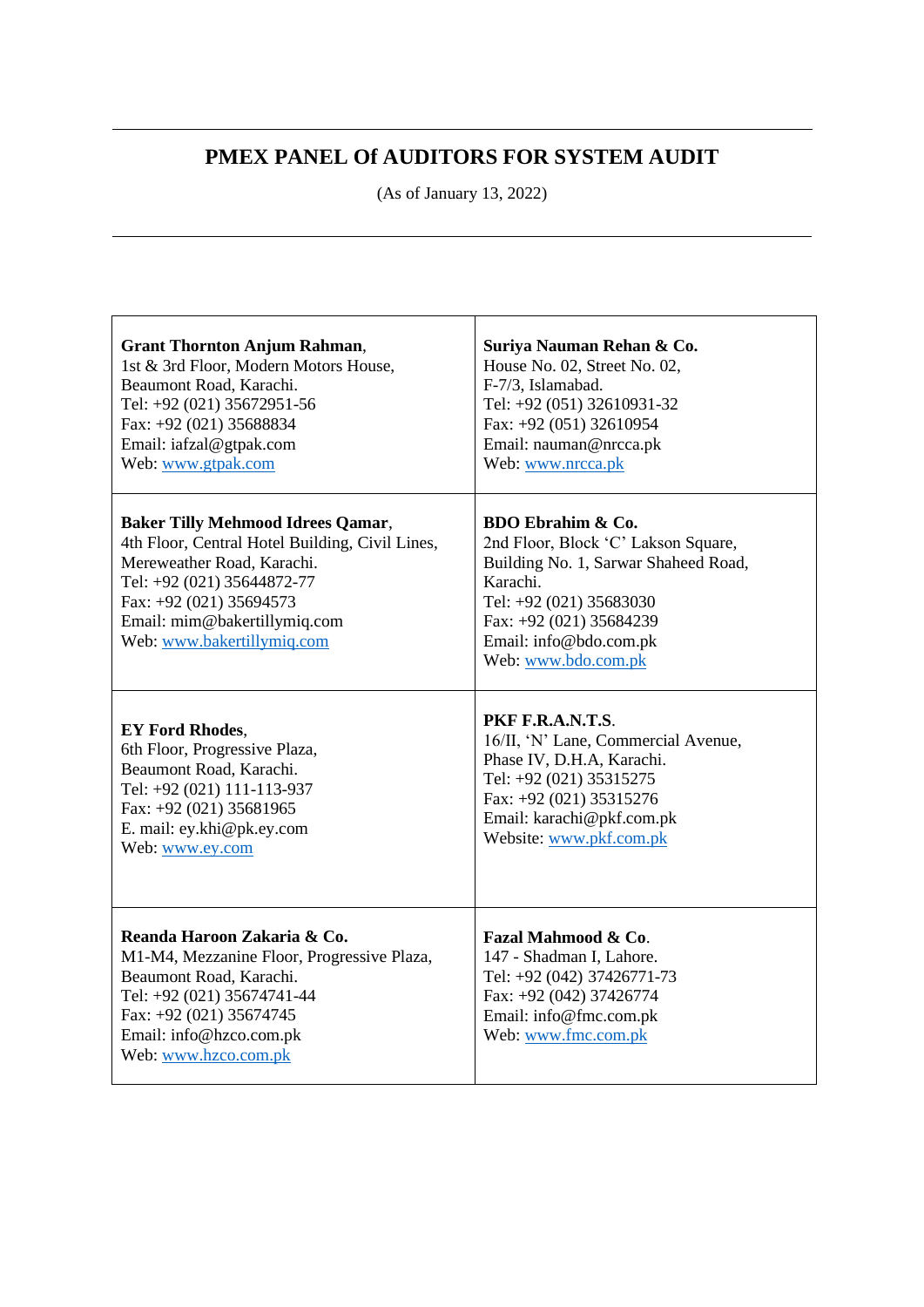# PMEX PANEL Of AUDITORS FOR SYSTEM AUDIT

(As of January 13, 2022)

| | |
|---|---|
| **Grant Thornton Anjum Rahman**,<br>1st & 3rd Floor, Modern Motors House,<br>Beaumont Road, Karachi.<br>Tel: +92 (021) 35672951-56<br>Fax: +92 (021) 35688834<br>Email: iafzal@gtpak.com<br>Web: www.gtpak.com | **Suriya Nauman Rehan & Co.**<br>House No. 02, Street No. 02,<br>F-7/3, Islamabad.<br>Tel: +92 (051) 32610931-32<br>Fax: +92 (051) 32610954<br>Email: nauman@nrcca.pk<br>Web: www.nrcca.pk |
| **Baker Tilly Mehmood Idrees Qamar**,<br>4th Floor, Central Hotel Building, Civil Lines,<br>Mereweather Road, Karachi.<br>Tel: +92 (021) 35644872-77<br>Fax: +92 (021) 35694573<br>Email: mim@bakertillymiq.com<br>Web: www.bakertillymiq.com | **BDO Ebrahim & Co.**<br>2nd Floor, Block 'C' Lakson Square,<br>Building No. 1, Sarwar Shaheed Road,<br>Karachi.<br>Tel: +92 (021) 35683030<br>Fax: +92 (021) 35684239<br>Email: info@bdo.com.pk<br>Web: www.bdo.com.pk |
| **EY Ford Rhodes**,<br>6th Floor, Progressive Plaza,<br>Beaumont Road, Karachi.<br>Tel: +92 (021) 111-113-937<br>Fax: +92 (021) 35681965<br>E. mail: ey.khi@pk.ey.com<br>Web: www.ey.com | **PKF F.R.A.N.T.S**.<br>16/II, 'N' Lane, Commercial Avenue,<br>Phase IV, D.H.A, Karachi.<br>Tel: +92 (021) 35315275<br>Fax: +92 (021) 35315276<br>Email: karachi@pkf.com.pk<br>Website: www.pkf.com.pk |
| **Reanda Haroon Zakaria & Co.**<br>M1-M4, Mezzanine Floor, Progressive Plaza,<br>Beaumont Road, Karachi.<br>Tel: +92 (021) 35674741-44<br>Fax: +92 (021) 35674745<br>Email: info@hzco.com.pk<br>Web: www.hzco.com.pk | **Fazal Mahmood & Co**.<br>147 - Shadman I, Lahore.<br>Tel: +92 (042) 37426771-73<br>Fax: +92 (042) 37426774<br>Email: info@fmc.com.pk<br>Web: www.fmc.com.pk |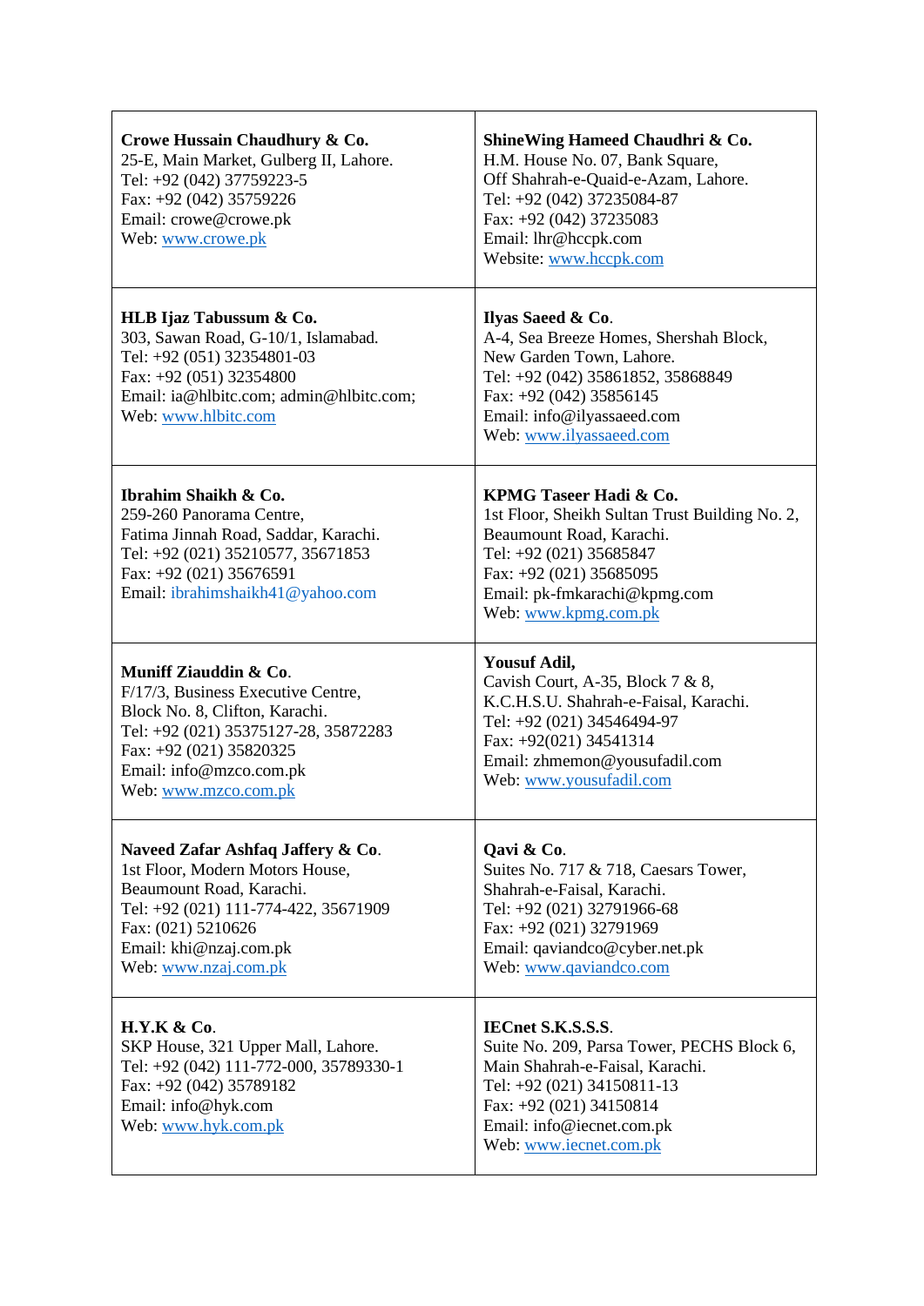| | |
|---|---|
| **Crowe Hussain Chaudhury & Co.**<br>25-E, Main Market, Gulberg II, Lahore.<br>Tel: +92 (042) 37759223-5<br>Fax: +92 (042) 35759226<br>Email: crowe@crowe.pk<br>Web: www.crowe.pk | **ShineWing Hameed Chaudhri & Co.**<br>H.M. House No. 07, Bank Square,<br>Off Shahrah-e-Quaid-e-Azam, Lahore.<br>Tel: +92 (042) 37235084-87<br>Fax: +92 (042) 37235083<br>Email: lhr@hccpk.com<br>Website: www.hccpk.com |
| **HLB Ijaz Tabussum & Co.**<br>303, Sawan Road, G-10/1, Islamabad.<br>Tel: +92 (051) 32354801-03<br>Fax: +92 (051) 32354800<br>Email: ia@hlbitc.com; admin@hlbitc.com;<br>Web: www.hlbitc.com | **Ilyas Saeed & Co**.<br>A-4, Sea Breeze Homes, Shershah Block,<br>New Garden Town, Lahore.<br>Tel: +92 (042) 35861852, 35868849<br>Fax: +92 (042) 35856145<br>Email: info@ilyassaeed.com<br>Web: www.ilyassaeed.com |
| **Ibrahim Shaikh & Co.**<br>259-260 Panorama Centre,<br>Fatima Jinnah Road, Saddar, Karachi.<br>Tel: +92 (021) 35210577, 35671853<br>Fax: +92 (021) 35676591<br>Email: ibrahimshaikh41@yahoo.com | **KPMG Taseer Hadi & Co.**<br>1st Floor, Sheikh Sultan Trust Building No. 2,<br>Beaumount Road, Karachi.<br>Tel: +92 (021) 35685847<br>Fax: +92 (021) 35685095<br>Email: pk-fmkarachi@kpmg.com<br>Web: www.kpmg.com.pk |
| **Muniff Ziauddin & Co**.<br>F/17/3, Business Executive Centre,<br>Block No. 8, Clifton, Karachi.<br>Tel: +92 (021) 35375127-28, 35872283<br>Fax: +92 (021) 35820325<br>Email: info@mzco.com.pk<br>Web: www.mzco.com.pk | **Yousuf Adil,**<br>Cavish Court, A-35, Block 7 & 8,<br>K.C.H.S.U. Shahrah-e-Faisal, Karachi.<br>Tel: +92 (021) 34546494-97<br>Fax: +92(021) 34541314<br>Email: zhmemon@yousufadil.com<br>Web: www.yousufadil.com |
| **Naveed Zafar Ashfaq Jaffery & Co**.<br>1st Floor, Modern Motors House,<br>Beaumount Road, Karachi.<br>Tel: +92 (021) 111-774-422, 35671909<br>Fax: (021) 5210626<br>Email: khi@nzaj.com.pk<br>Web: www.nzaj.com.pk | **Qavi & Co**.<br>Suites No. 717 & 718, Caesars Tower,<br>Shahrah-e-Faisal, Karachi.<br>Tel: +92 (021) 32791966-68<br>Fax: +92 (021) 32791969<br>Email: qaviandco@cyber.net.pk<br>Web: www.qaviandco.com |
| **H.Y.K & Co**.<br>SKP House, 321 Upper Mall, Lahore.<br>Tel: +92 (042) 111-772-000, 35789330-1<br>Fax: +92 (042) 35789182<br>Email: info@hyk.com<br>Web: www.hyk.com.pk | **IECnet S.K.S.S.S**.<br>Suite No. 209, Parsa Tower, PECHS Block 6,<br>Main Shahrah-e-Faisal, Karachi.<br>Tel: +92 (021) 34150811-13<br>Fax: +92 (021) 34150814<br>Email: info@iecnet.com.pk<br>Web: www.iecnet.com.pk |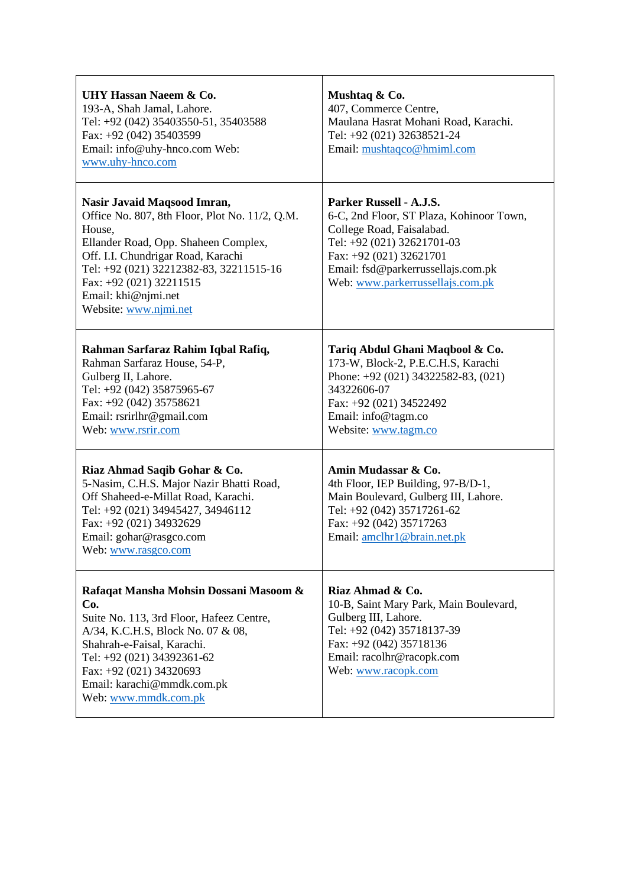| | |
|---|---|
| **UHY Hassan Naeem & Co.**<br>193-A, Shah Jamal, Lahore.<br>Tel: +92 (042) 35403550-51, 35403588<br>Fax: +92 (042) 35403599<br>Email: info@uhy-hnco.com Web: www.uhy-hnco.com | **Mushtaq & Co.**<br>407, Commerce Centre,<br>Maulana Hasrat Mohani Road, Karachi.<br>Tel: +92 (021) 32638521-24<br>Email: mushtaqco@hmiml.com |
| **Nasir Javaid Maqsood Imran,**<br>Office No. 807, 8th Floor, Plot No. 11/2, Q.M. House,<br>Ellander Road, Opp. Shaheen Complex,<br>Off. I.I. Chundrigar Road, Karachi<br>Tel: +92 (021) 32212382-83, 32211515-16<br>Fax: +92 (021) 32211515<br>Email: khi@njmi.net<br>Website: www.njmi.net | **Parker Russell - A.J.S.**<br>6-C, 2nd Floor, ST Plaza, Kohinoor Town,<br>College Road, Faisalabad.<br>Tel: +92 (021) 32621701-03<br>Fax: +92 (021) 32621701<br>Email: fsd@parkerrussellajs.com.pk<br>Web: www.parkerrussellajs.com.pk |
| **Rahman Sarfaraz Rahim Iqbal Rafiq,**<br>Rahman Sarfaraz House, 54-P,<br>Gulberg II, Lahore.<br>Tel: +92 (042) 35875965-67<br>Fax: +92 (042) 35758621<br>Email: rsrirlhr@gmail.com<br>Web: www.rsrir.com | **Tariq Abdul Ghani Maqbool & Co.**<br>173-W, Block-2, P.E.C.H.S, Karachi<br>Phone: +92 (021) 34322582-83, (021) 34322606-07<br>Fax: +92 (021) 34522492<br>Email: info@tagm.co<br>Website: www.tagm.co |
| **Riaz Ahmad Saqib Gohar & Co.**<br>5-Nasim, C.H.S. Major Nazir Bhatti Road,<br>Off Shaheed-e-Millat Road, Karachi.<br>Tel: +92 (021) 34945427, 34946112<br>Fax: +92 (021) 34932629<br>Email: gohar@rasgco.com<br>Web: www.rasgco.com | **Amin Mudassar & Co.**<br>4th Floor, IEP Building, 97-B/D-1,<br>Main Boulevard, Gulberg III, Lahore.<br>Tel: +92 (042) 35717261-62<br>Fax: +92 (042) 35717263<br>Email: amclhr1@brain.net.pk |
| **Rafaqat Mansha Mohsin Dossani Masoom & Co.**<br>Suite No. 113, 3rd Floor, Hafeez Centre,<br>A/34, K.C.H.S, Block No. 07 & 08,<br>Shahrah-e-Faisal, Karachi.<br>Tel: +92 (021) 34392361-62<br>Fax: +92 (021) 34320693<br>Email: karachi@mmdk.com.pk<br>Web: www.mmdk.com.pk | **Riaz Ahmad & Co.**<br>10-B, Saint Mary Park, Main Boulevard,<br>Gulberg III, Lahore.<br>Tel: +92 (042) 35718137-39<br>Fax: +92 (042) 35718136<br>Email: racolhr@racopk.com<br>Web: www.racopk.com |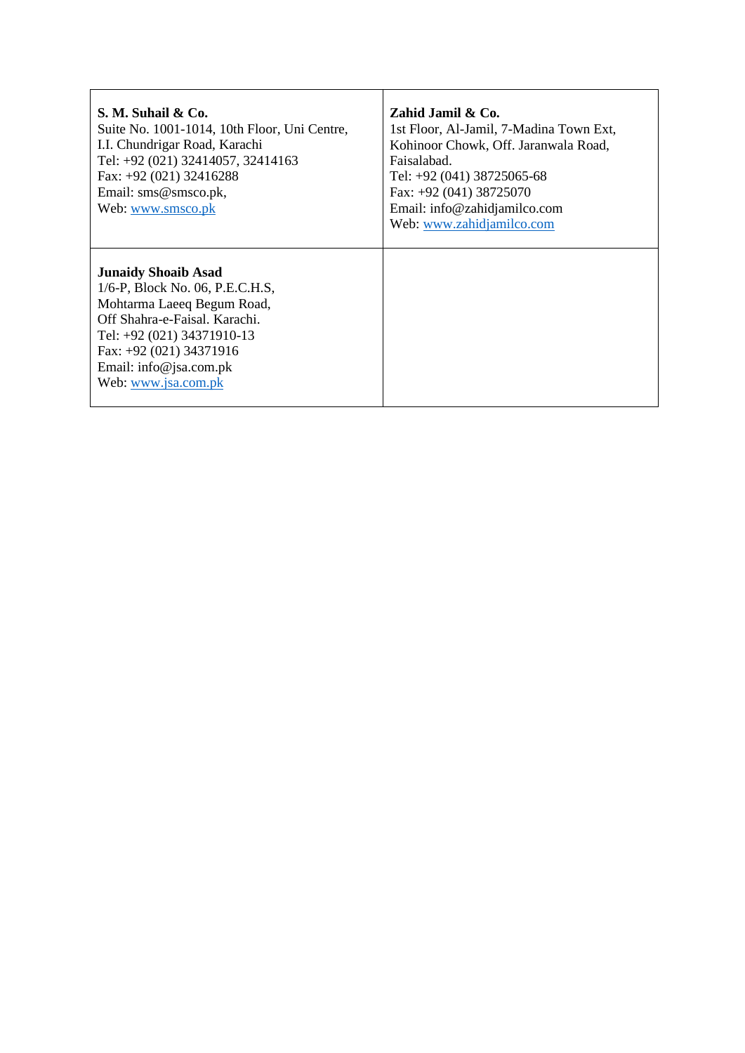| | |
|---|---|
| **S. M. Suhail & Co.**<br>Suite No. 1001-1014, 10th Floor, Uni Centre,<br>I.I. Chundrigar Road, Karachi<br>Tel: +92 (021) 32414057, 32414163<br>Fax: +92 (021) 32416288<br>Email: sms@smsco.pk,<br>Web: www.smsco.pk | **Zahid Jamil & Co.**<br>1st Floor, Al-Jamil, 7-Madina Town Ext,<br>Kohinoor Chowk, Off. Jaranwala Road,<br>Faisalabad.<br>Tel: +92 (041) 38725065-68<br>Fax: +92 (041) 38725070<br>Email: info@zahidjamilco.com<br>Web: www.zahidjamilco.com |
| **Junaidy Shoaib Asad**<br>1/6-P, Block No. 06, P.E.C.H.S,<br>Mohtarma Laeeq Begum Road,<br>Off Shahra-e-Faisal. Karachi.<br>Tel: +92 (021) 34371910-13<br>Fax: +92 (021) 34371916<br>Email: info@jsa.com.pk<br>Web: www.jsa.com.pk | |